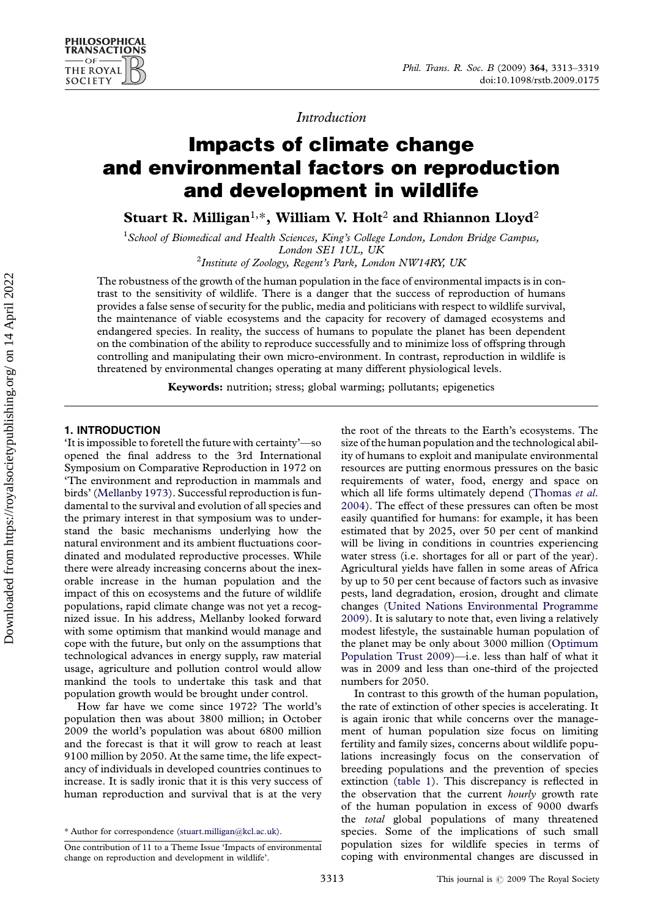*Introduction*

# Impacts of climate change and environmental factors on reproduction and development in wildlife

**Stuart R. Milligan[1,*], William V. Holt[2] and Rhiannon Lloyd[2]**

[1]*School of Biomedical and Health Sciences, King's College London, London Bridge Campus, London SE1 1UL, UK*

[2]*Institute of Zoology, Regent's Park, London NW14RY, UK*

The robustness of the growth of the human population in the face of environmental impacts is in contrast to the sensitivity of wildlife. There is a danger that the success of reproduction of humans provides a false sense of security for the public, media and politicians with respect to wildlife survival, the maintenance of viable ecosystems and the capacity for recovery of damaged ecosystems and endangered species. In reality, the success of humans to populate the planet has been dependent on the combination of the ability to reproduce successfully and to minimize loss of offspring through controlling and manipulating their own micro-environment. In contrast, reproduction in wildlife is threatened by environmental changes operating at many different physiological levels.

**Keywords:** nutrition; stress; global warming; pollutants; epigenetics

## 1. INTRODUCTION

'It is impossible to foretell the future with certainty'—so opened the final address to the 3rd International Symposium on Comparative Reproduction in 1972 on 'The environment and reproduction in mammals and birds' (Mellanby 1973). Successful reproduction is fundamental to the survival and evolution of all species and the primary interest in that symposium was to understand the basic mechanisms underlying how the natural environment and its ambient fluctuations coordinated and modulated reproductive processes. While there were already increasing concerns about the inexorable increase in the human population and the impact of this on ecosystems and the future of wildlife populations, rapid climate change was not yet a recognized issue. In his address, Mellanby looked forward with some optimism that mankind would manage and cope with the future, but only on the assumptions that technological advances in energy supply, raw material usage, agriculture and pollution control would allow mankind the tools to undertake this task and that population growth would be brought under control.

How far have we come since 1972? The world's population then was about 3800 million; in October 2009 the world's population was about 6800 million and the forecast is that it will grow to reach at least 9100 million by 2050. At the same time, the life expectancy of individuals in developed countries continues to increase. It is sadly ironic that it is this very success of human reproduction and survival that is at the very root of the threats to the Earth's ecosystems. The size of the human population and the technological ability of humans to exploit and manipulate environmental resources are putting enormous pressures on the basic requirements of water, food, energy and space on which all life forms ultimately depend (Thomas *et al.* 2004). The effect of these pressures can often be most easily quantified for humans: for example, it has been estimated that by 2025, over 50 per cent of mankind will be living in conditions in countries experiencing water stress (i.e. shortages for all or part of the year). Agricultural yields have fallen in some areas of Africa by up to 50 per cent because of factors such as invasive pests, land degradation, erosion, drought and climate changes (United Nations Environmental Programme 2009). It is salutary to note that, even living a relatively modest lifestyle, the sustainable human population of the planet may be only about 3000 million (Optimum Population Trust 2009)—i.e. less than half of what it was in 2009 and less than one-third of the projected numbers for 2050.

In contrast to this growth of the human population, the rate of extinction of other species is accelerating. It is again ironic that while concerns over the management of human population size focus on limiting fertility and family sizes, concerns about wildlife populations increasingly focus on the conservation of breeding populations and the prevention of species extinction (table 1). This discrepancy is reflected in the observation that the current *hourly* growth rate of the human population in excess of 9000 dwarfs the *total* global populations of many threatened species. Some of the implications of such small population sizes for wildlife species in terms of coping with environmental changes are discussed in

\* Author for correspondence (stuart.milligan@kcl.ac.uk).

One contribution of 11 to a Theme Issue 'Impacts of environmental change on reproduction and development in wildlife'.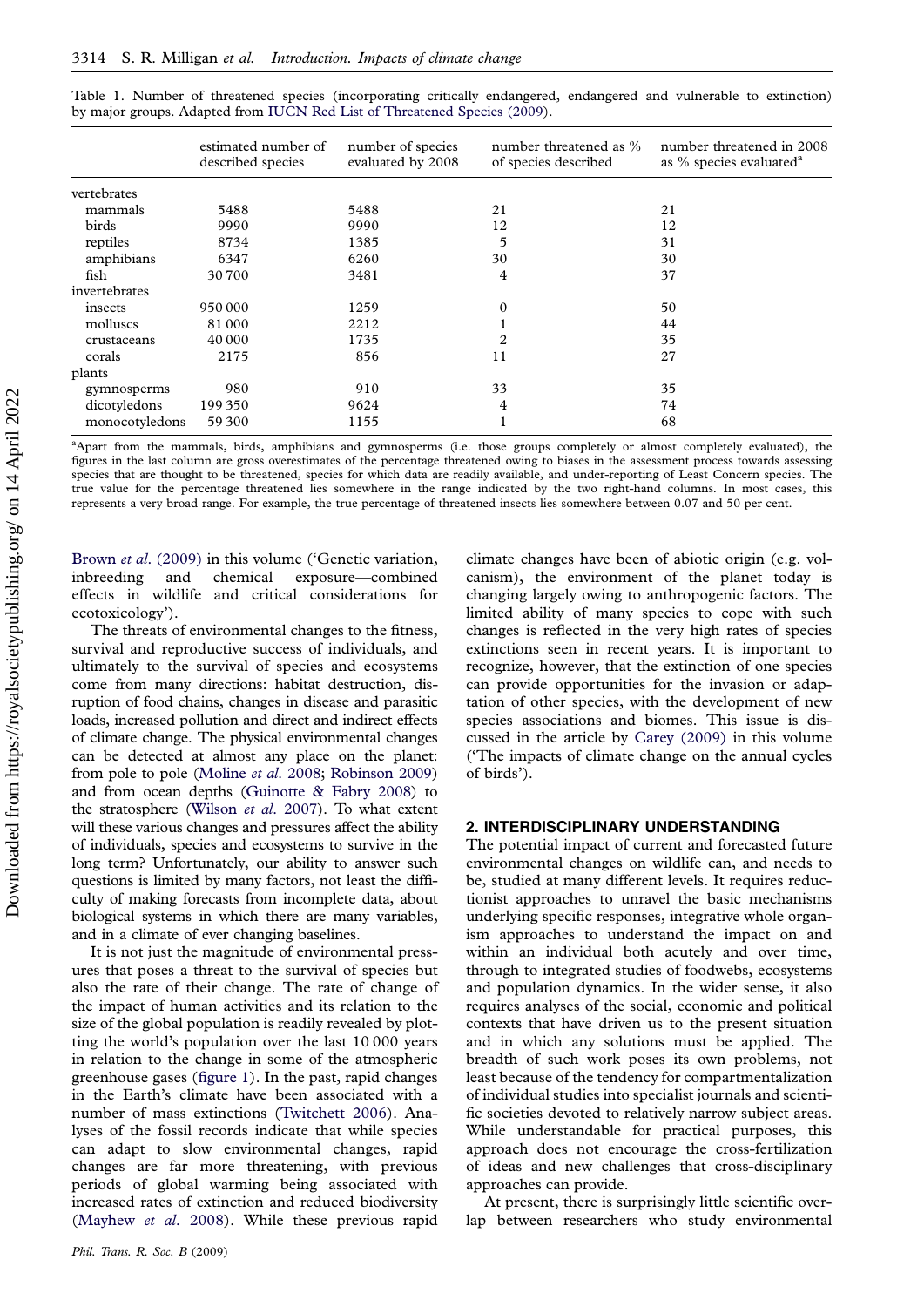Table 1. Number of threatened species (incorporating critically endangered, endangered and vulnerable to extinction) by major groups. Adapted from IUCN Red List of Threatened Species (2009).

| | estimated number of described species | number of species evaluated by 2008 | number threatened as % of species described | number threatened in 2008 as % species evaluated[a] |
|---|---|---|---|---|
| vertebrates | | | | |
| mammals | 5488 | 5488 | 21 | 21 |
| birds | 9990 | 9990 | 12 | 12 |
| reptiles | 8734 | 1385 | 5 | 31 |
| amphibians | 6347 | 6260 | 30 | 30 |
| fish | 30 700 | 3481 | 4 | 37 |
| invertebrates | | | | |
| insects | 950 000 | 1259 | 0 | 50 |
| molluscs | 81 000 | 2212 | 1 | 44 |
| crustaceans | 40 000 | 1735 | 2 | 35 |
| corals | 2175 | 856 | 11 | 27 |
| plants | | | | |
| gymnosperms | 980 | 910 | 33 | 35 |
| dicotyledons | 199 350 | 9624 | 4 | 74 |
| monocotyledons | 59 300 | 1155 | 1 | 68 |

[a]Apart from the mammals, birds, amphibians and gymnosperms (i.e. those groups completely or almost completely evaluated), the figures in the last column are gross overestimates of the percentage threatened owing to biases in the assessment process towards assessing species that are thought to be threatened, species for which data are readily available, and under-reporting of Least Concern species. The true value for the percentage threatened lies somewhere in the range indicated by the two right-hand columns. In most cases, this represents a very broad range. For example, the true percentage of threatened insects lies somewhere between 0.07 and 50 per cent.

Brown *et al.* (2009) in this volume ('Genetic variation, inbreeding and chemical exposure—combined effects in wildlife and critical considerations for ecotoxicology').

The threats of environmental changes to the fitness, survival and reproductive success of individuals, and ultimately to the survival of species and ecosystems come from many directions: habitat destruction, disruption of food chains, changes in disease and parasitic loads, increased pollution and direct and indirect effects of climate change. The physical environmental changes can be detected at almost any place on the planet: from pole to pole (Moline *et al.* 2008; Robinson 2009) and from ocean depths (Guinotte & Fabry 2008) to the stratosphere (Wilson *et al.* 2007). To what extent will these various changes and pressures affect the ability of individuals, species and ecosystems to survive in the long term? Unfortunately, our ability to answer such questions is limited by many factors, not least the difficulty of making forecasts from incomplete data, about biological systems in which there are many variables, and in a climate of ever changing baselines.

It is not just the magnitude of environmental pressures that poses a threat to the survival of species but also the rate of their change. The rate of change of the impact of human activities and its relation to the size of the global population is readily revealed by plotting the world's population over the last 10 000 years in relation to the change in some of the atmospheric greenhouse gases (figure 1). In the past, rapid changes in the Earth's climate have been associated with a number of mass extinctions (Twitchett 2006). Analyses of the fossil records indicate that while species can adapt to slow environmental changes, rapid changes are far more threatening, with previous periods of global warming being associated with increased rates of extinction and reduced biodiversity (Mayhew *et al.* 2008). While these previous rapid climate changes have been of abiotic origin (e.g. volcanism), the environment of the planet today is changing largely owing to anthropogenic factors. The limited ability of many species to cope with such changes is reflected in the very high rates of species extinctions seen in recent years. It is important to recognize, however, that the extinction of one species can provide opportunities for the invasion or adaptation of other species, with the development of new species associations and biomes. This issue is discussed in the article by Carey (2009) in this volume ('The impacts of climate change on the annual cycles of birds').

## 2. INTERDISCIPLINARY UNDERSTANDING

The potential impact of current and forecasted future environmental changes on wildlife can, and needs to be, studied at many different levels. It requires reductionist approaches to unravel the basic mechanisms underlying specific responses, integrative whole organism approaches to understand the impact on and within an individual both acutely and over time, through to integrated studies of foodwebs, ecosystems and population dynamics. In the wider sense, it also requires analyses of the social, economic and political contexts that have driven us to the present situation and in which any solutions must be applied. The breadth of such work poses its own problems, not least because of the tendency for compartmentalization of individual studies into specialist journals and scientific societies devoted to relatively narrow subject areas. While understandable for practical purposes, this approach does not encourage the cross-fertilization of ideas and new challenges that cross-disciplinary approaches can provide.

At present, there is surprisingly little scientific overlap between researchers who study environmental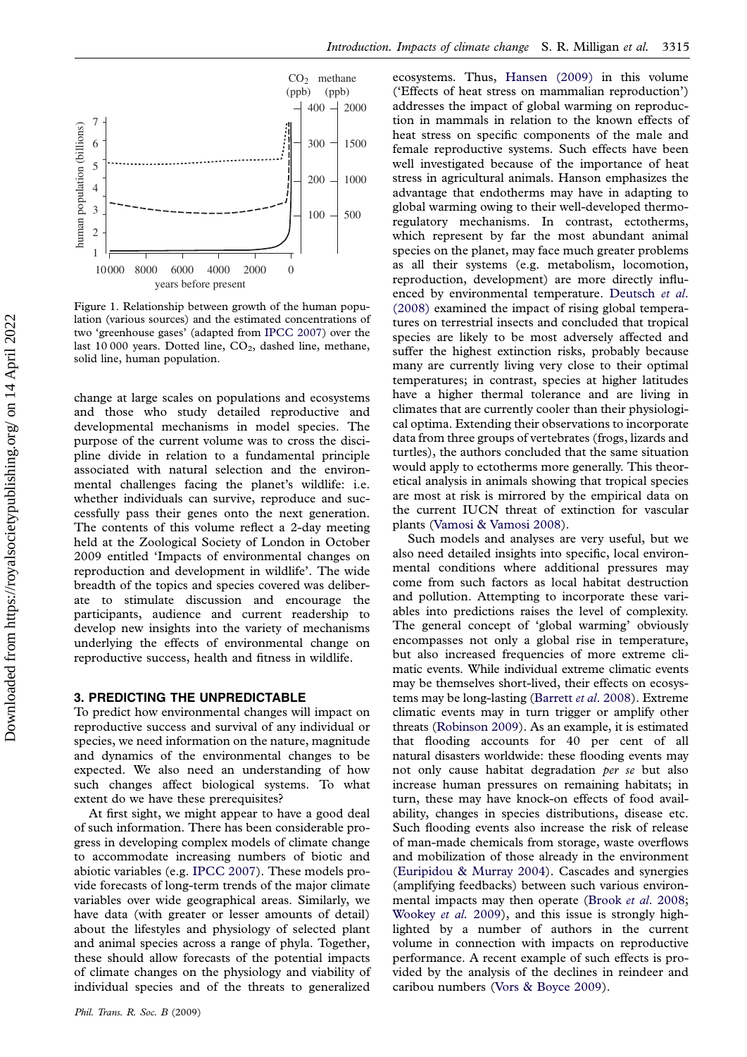Figure 1. Relationship between growth of the human population (various sources) and the estimated concentrations of two 'greenhouse gases' (adapted from IPCC 2007) over the last 10 000 years. Dotted line, $CO_2$, dashed line, methane, solid line, human population.

change at large scales on populations and ecosystems and those who study detailed reproductive and developmental mechanisms in model species. The purpose of the current volume was to cross the discipline divide in relation to a fundamental principle associated with natural selection and the environmental challenges facing the planet's wildlife: i.e. whether individuals can survive, reproduce and successfully pass their genes onto the next generation. The contents of this volume reflect a 2-day meeting held at the Zoological Society of London in October 2009 entitled 'Impacts of environmental changes on reproduction and development in wildlife'. The wide breadth of the topics and species covered was deliberate to stimulate discussion and encourage the participants, audience and current readership to develop new insights into the variety of mechanisms underlying the effects of environmental change on reproductive success, health and fitness in wildlife.

## 3. PREDICTING THE UNPREDICTABLE

To predict how environmental changes will impact on reproductive success and survival of any individual or species, we need information on the nature, magnitude and dynamics of the environmental changes to be expected. We also need an understanding of how such changes affect biological systems. To what extent do we have these prerequisites?

At first sight, we might appear to have a good deal of such information. There has been considerable progress in developing complex models of climate change to accommodate increasing numbers of biotic and abiotic variables (e.g. IPCC 2007). These models provide forecasts of long-term trends of the major climate variables over wide geographical areas. Similarly, we have data (with greater or lesser amounts of detail) about the lifestyles and physiology of selected plant and animal species across a range of phyla. Together, these should allow forecasts of the potential impacts of climate changes on the physiology and viability of individual species and of the threats to generalized ecosystems. Thus, Hansen (2009) in this volume ('Effects of heat stress on mammalian reproduction') addresses the impact of global warming on reproduction in mammals in relation to the known effects of heat stress on specific components of the male and female reproductive systems. Such effects have been well investigated because of the importance of heat stress in agricultural animals. Hanson emphasizes the advantage that endotherms may have in adapting to global warming owing to their well-developed thermoregulatory mechanisms. In contrast, ectotherms, which represent by far the most abundant animal species on the planet, may face much greater problems as all their systems (e.g. metabolism, locomotion, reproduction, development) are more directly influenced by environmental temperature. Deutsch *et al.* (2008) examined the impact of rising global temperatures on terrestrial insects and concluded that tropical species are likely to be most adversely affected and suffer the highest extinction risks, probably because many are currently living very close to their optimal temperatures; in contrast, species at higher latitudes have a higher thermal tolerance and are living in climates that are currently cooler than their physiological optima. Extending their observations to incorporate data from three groups of vertebrates (frogs, lizards and turtles), the authors concluded that the same situation would apply to ectotherms more generally. This theoretical analysis in animals showing that tropical species are most at risk is mirrored by the empirical data on the current IUCN threat of extinction for vascular plants (Vamosi & Vamosi 2008).

Such models and analyses are very useful, but we also need detailed insights into specific, local environmental conditions where additional pressures may come from such factors as local habitat destruction and pollution. Attempting to incorporate these variables into predictions raises the level of complexity. The general concept of 'global warming' obviously encompasses not only a global rise in temperature, but also increased frequencies of more extreme climatic events. While individual extreme climatic events may be themselves short-lived, their effects on ecosystems may be long-lasting (Barrett *et al.* 2008). Extreme climatic events may in turn trigger or amplify other threats (Robinson 2009). As an example, it is estimated that flooding accounts for 40 per cent of all natural disasters worldwide: these flooding events may not only cause habitat degradation *per se* but also increase human pressures on remaining habitats; in turn, these may have knock-on effects of food availability, changes in species distributions, disease etc. Such flooding events also increase the risk of release of man-made chemicals from storage, waste overflows and mobilization of those already in the environment (Euripidou & Murray 2004). Cascades and synergies (amplifying feedbacks) between such various environmental impacts may then operate (Brook *et al.* 2008; Wookey *et al.* 2009), and this issue is strongly highlighted by a number of authors in the current volume in connection with impacts on reproductive performance. A recent example of such effects is provided by the analysis of the declines in reindeer and caribou numbers (Vors & Boyce 2009).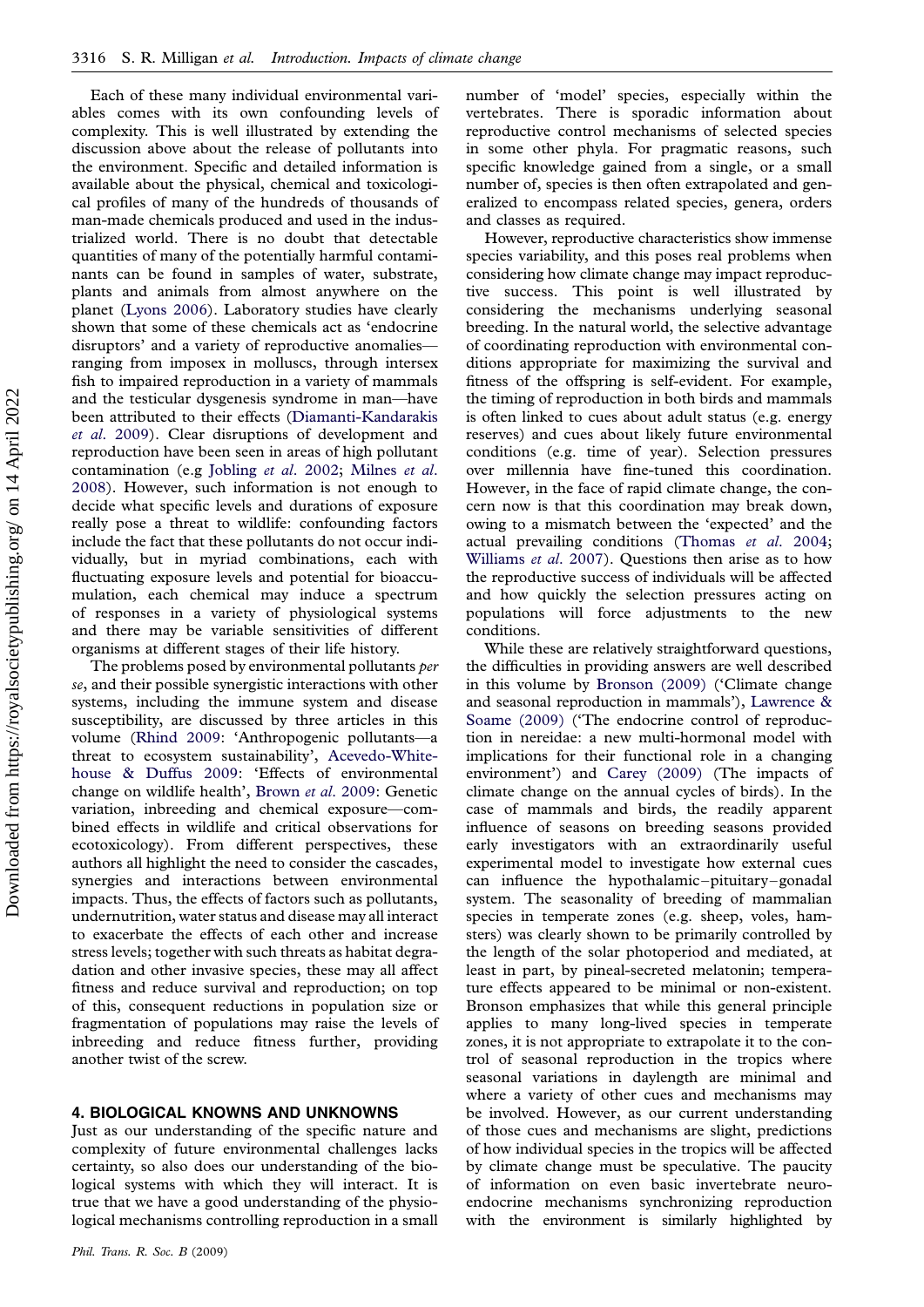Each of these many individual environmental variables comes with its own confounding levels of complexity. This is well illustrated by extending the discussion above about the release of pollutants into the environment. Specific and detailed information is available about the physical, chemical and toxicological profiles of many of the hundreds of thousands of man-made chemicals produced and used in the industrialized world. There is no doubt that detectable quantities of many of the potentially harmful contaminants can be found in samples of water, substrate, plants and animals from almost anywhere on the planet (Lyons 2006). Laboratory studies have clearly shown that some of these chemicals act as 'endocrine disruptors' and a variety of reproductive anomalies—ranging from imposex in molluscs, through intersex fish to impaired reproduction in a variety of mammals and the testicular dysgenesis syndrome in man—have been attributed to their effects (Diamanti-Kandarakis *et al*. 2009). Clear disruptions of development and reproduction have been seen in areas of high pollutant contamination (e.g Jobling *et al*. 2002; Milnes *et al*. 2008). However, such information is not enough to decide what specific levels and durations of exposure really pose a threat to wildlife: confounding factors include the fact that these pollutants do not occur individually, but in myriad combinations, each with fluctuating exposure levels and potential for bioaccumulation, each chemical may induce a spectrum of responses in a variety of physiological systems and there may be variable sensitivities of different organisms at different stages of their life history.

The problems posed by environmental pollutants *per se*, and their possible synergistic interactions with other systems, including the immune system and disease susceptibility, are discussed by three articles in this volume (Rhind 2009: 'Anthropogenic pollutants—a threat to ecosystem sustainability', Acevedo-Whitehouse & Duffus 2009: 'Effects of environmental change on wildlife health', Brown *et al*. 2009: Genetic variation, inbreeding and chemical exposure—combined effects in wildlife and critical observations for ecotoxicology). From different perspectives, these authors all highlight the need to consider the cascades, synergies and interactions between environmental impacts. Thus, the effects of factors such as pollutants, undernutrition, water status and disease may all interact to exacerbate the effects of each other and increase stress levels; together with such threats as habitat degradation and other invasive species, these may all affect fitness and reduce survival and reproduction; on top of this, consequent reductions in population size or fragmentation of populations may raise the levels of inbreeding and reduce fitness further, providing another twist of the screw.

## 4. BIOLOGICAL KNOWNS AND UNKNOWNS

Just as our understanding of the specific nature and complexity of future environmental challenges lacks certainty, so also does our understanding of the biological systems with which they will interact. It is true that we have a good understanding of the physiological mechanisms controlling reproduction in a small number of 'model' species, especially within the vertebrates. There is sporadic information about reproductive control mechanisms of selected species in some other phyla. For pragmatic reasons, such specific knowledge gained from a single, or a small number of, species is then often extrapolated and generalized to encompass related species, genera, orders and classes as required.

However, reproductive characteristics show immense species variability, and this poses real problems when considering how climate change may impact reproductive success. This point is well illustrated by considering the mechanisms underlying seasonal breeding. In the natural world, the selective advantage of coordinating reproduction with environmental conditions appropriate for maximizing the survival and fitness of the offspring is self-evident. For example, the timing of reproduction in both birds and mammals is often linked to cues about adult status (e.g. energy reserves) and cues about likely future environmental conditions (e.g. time of year). Selection pressures over millennia have fine-tuned this coordination. However, in the face of rapid climate change, the concern now is that this coordination may break down, owing to a mismatch between the 'expected' and the actual prevailing conditions (Thomas *et al*. 2004; Williams *et al*. 2007). Questions then arise as to how the reproductive success of individuals will be affected and how quickly the selection pressures acting on populations will force adjustments to the new conditions.

While these are relatively straightforward questions, the difficulties in providing answers are well described in this volume by Bronson (2009) ('Climate change and seasonal reproduction in mammals'), Lawrence & Soame (2009) ('The endocrine control of reproduction in nereidae: a new multi-hormonal model with implications for their functional role in a changing environment') and Carey (2009) (The impacts of climate change on the annual cycles of birds). In the case of mammals and birds, the readily apparent influence of seasons on breeding seasons provided early investigators with an extraordinarily useful experimental model to investigate how external cues can influence the hypothalamic–pituitary–gonadal system. The seasonality of breeding of mammalian species in temperate zones (e.g. sheep, voles, hamsters) was clearly shown to be primarily controlled by the length of the solar photoperiod and mediated, at least in part, by pineal-secreted melatonin; temperature effects appeared to be minimal or non-existent. Bronson emphasizes that while this general principle applies to many long-lived species in temperate zones, it is not appropriate to extrapolate it to the control of seasonal reproduction in the tropics where seasonal variations in daylength are minimal and where a variety of other cues and mechanisms may be involved. However, as our current understanding of those cues and mechanisms are slight, predictions of how individual species in the tropics will be affected by climate change must be speculative. The paucity of information on even basic invertebrate neuroendocrine mechanisms synchronizing reproduction with the environment is similarly highlighted by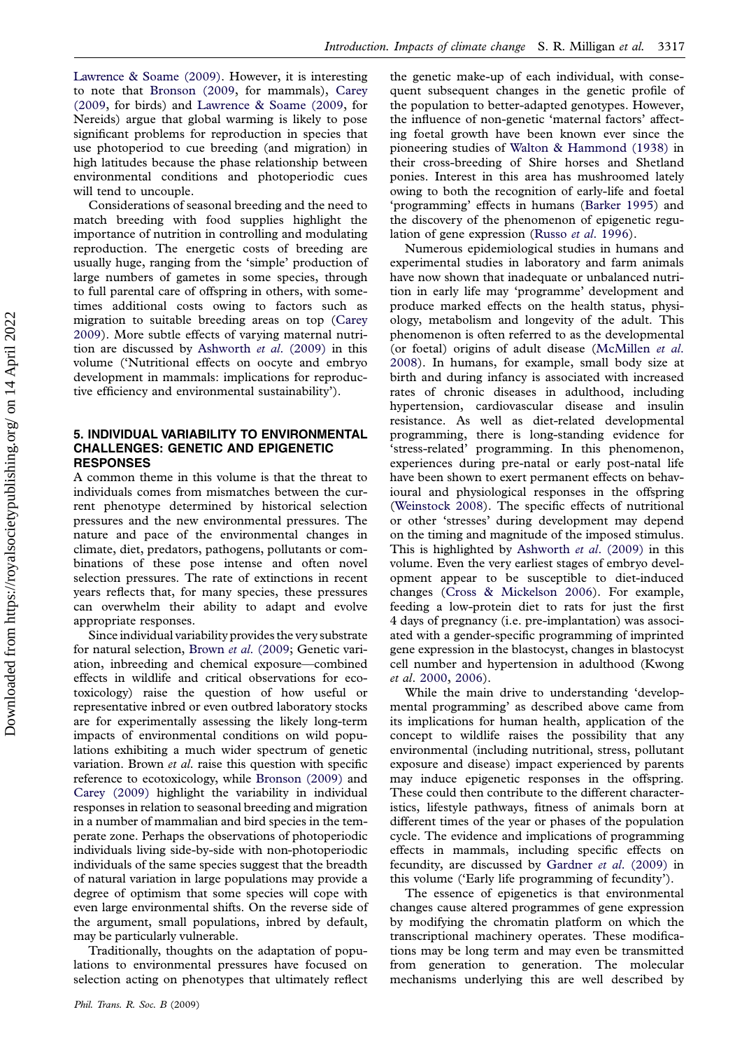Lawrence & Soame (2009). However, it is interesting to note that Bronson (2009, for mammals), Carey (2009, for birds) and Lawrence & Soame (2009, for Nereids) argue that global warming is likely to pose significant problems for reproduction in species that use photoperiod to cue breeding (and migration) in high latitudes because the phase relationship between environmental conditions and photoperiodic cues will tend to uncouple.

Considerations of seasonal breeding and the need to match breeding with food supplies highlight the importance of nutrition in controlling and modulating reproduction. The energetic costs of breeding are usually huge, ranging from the 'simple' production of large numbers of gametes in some species, through to full parental care of offspring in others, with sometimes additional costs owing to factors such as migration to suitable breeding areas on top (Carey 2009). More subtle effects of varying maternal nutrition are discussed by Ashworth *et al.* (2009) in this volume ('Nutritional effects on oocyte and embryo development in mammals: implications for reproductive efficiency and environmental sustainability').

## 5. INDIVIDUAL VARIABILITY TO ENVIRONMENTAL CHALLENGES: GENETIC AND EPIGENETIC RESPONSES

A common theme in this volume is that the threat to individuals comes from mismatches between the current phenotype determined by historical selection pressures and the new environmental pressures. The nature and pace of the environmental changes in climate, diet, predators, pathogens, pollutants or combinations of these pose intense and often novel selection pressures. The rate of extinctions in recent years reflects that, for many species, these pressures can overwhelm their ability to adapt and evolve appropriate responses.

Since individual variability provides the very substrate for natural selection, Brown *et al.* (2009; Genetic variation, inbreeding and chemical exposure—combined effects in wildlife and critical observations for ecotoxicology) raise the question of how useful or representative inbred or even outbred laboratory stocks are for experimentally assessing the likely long-term impacts of environmental conditions on wild populations exhibiting a much wider spectrum of genetic variation. Brown *et al.* raise this question with specific reference to ecotoxicology, while Bronson (2009) and Carey (2009) highlight the variability in individual responses in relation to seasonal breeding and migration in a number of mammalian and bird species in the temperate zone. Perhaps the observations of photoperiodic individuals living side-by-side with non-photoperiodic individuals of the same species suggest that the breadth of natural variation in large populations may provide a degree of optimism that some species will cope with even large environmental shifts. On the reverse side of the argument, small populations, inbred by default, may be particularly vulnerable.

Traditionally, thoughts on the adaptation of populations to environmental pressures have focused on selection acting on phenotypes that ultimately reflect the genetic make-up of each individual, with consequent subsequent changes in the genetic profile of the population to better-adapted genotypes. However, the influence of non-genetic 'maternal factors' affecting foetal growth have been known ever since the pioneering studies of Walton & Hammond (1938) in their cross-breeding of Shire horses and Shetland ponies. Interest in this area has mushroomed lately owing to both the recognition of early-life and foetal 'programming' effects in humans (Barker 1995) and the discovery of the phenomenon of epigenetic regulation of gene expression (Russo *et al.* 1996).

Numerous epidemiological studies in humans and experimental studies in laboratory and farm animals have now shown that inadequate or unbalanced nutrition in early life may 'programme' development and produce marked effects on the health status, physiology, metabolism and longevity of the adult. This phenomenon is often referred to as the developmental (or foetal) origins of adult disease (McMillen *et al.* 2008). In humans, for example, small body size at birth and during infancy is associated with increased rates of chronic diseases in adulthood, including hypertension, cardiovascular disease and insulin resistance. As well as diet-related developmental programming, there is long-standing evidence for 'stress-related' programming. In this phenomenon, experiences during pre-natal or early post-natal life have been shown to exert permanent effects on behavioural and physiological responses in the offspring (Weinstock 2008). The specific effects of nutritional or other 'stresses' during development may depend on the timing and magnitude of the imposed stimulus. This is highlighted by Ashworth *et al.* (2009) in this volume. Even the very earliest stages of embryo development appear to be susceptible to diet-induced changes (Cross & Mickelson 2006). For example, feeding a low-protein diet to rats for just the first 4 days of pregnancy (i.e. pre-implantation) was associated with a gender-specific programming of imprinted gene expression in the blastocyst, changes in blastocyst cell number and hypertension in adulthood (Kwong *et al.* 2000, 2006).

While the main drive to understanding 'developmental programming' as described above came from its implications for human health, application of the concept to wildlife raises the possibility that any environmental (including nutritional, stress, pollutant exposure and disease) impact experienced by parents may induce epigenetic responses in the offspring. These could then contribute to the different characteristics, lifestyle pathways, fitness of animals born at different times of the year or phases of the population cycle. The evidence and implications of programming effects in mammals, including specific effects on fecundity, are discussed by Gardner *et al.* (2009) in this volume ('Early life programming of fecundity').

The essence of epigenetics is that environmental changes cause altered programmes of gene expression by modifying the chromatin platform on which the transcriptional machinery operates. These modifications may be long term and may even be transmitted from generation to generation. The molecular mechanisms underlying this are well described by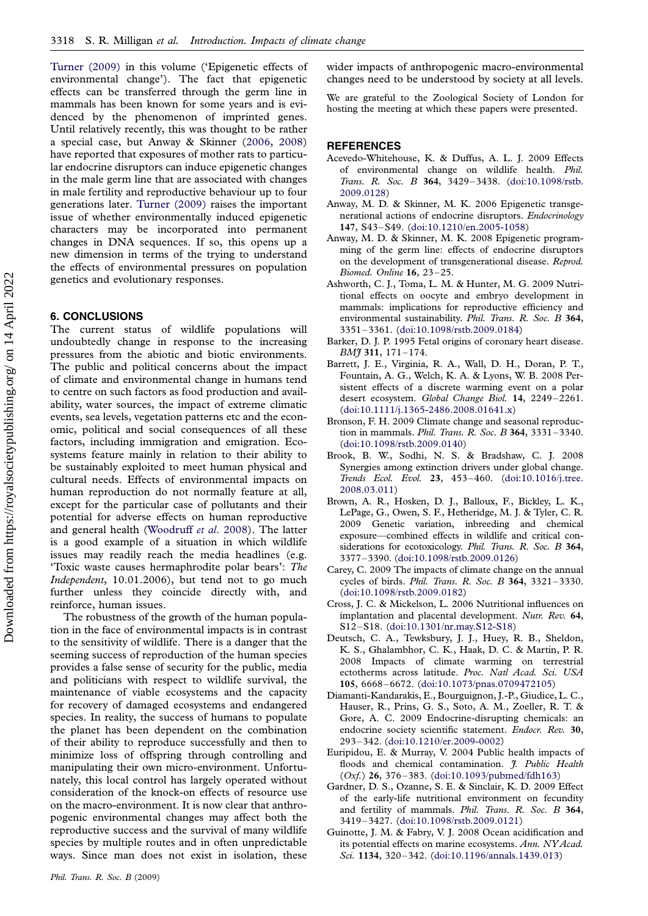Turner (2009) in this volume ('Epigenetic effects of environmental change'). The fact that epigenetic effects can be transferred through the germ line in mammals has been known for some years and is evidenced by the phenomenon of imprinted genes. Until relatively recently, this was thought to be rather a special case, but Anway & Skinner (2006, 2008) have reported that exposures of mother rats to particular endocrine disruptors can induce epigenetic changes in the male germ line that are associated with changes in male fertility and reproductive behaviour up to four generations later. Turner (2009) raises the important issue of whether environmentally induced epigenetic characters may be incorporated into permanent changes in DNA sequences. If so, this opens up a new dimension in terms of the trying to understand the effects of environmental pressures on population genetics and evolutionary responses.

## 6. CONCLUSIONS

The current status of wildlife populations will undoubtedly change in response to the increasing pressures from the abiotic and biotic environments. The public and political concerns about the impact of climate and environmental change in humans tend to centre on such factors as food production and availability, water sources, the impact of extreme climatic events, sea levels, vegetation patterns etc and the economic, political and social consequences of all these factors, including immigration and emigration. Ecosystems feature mainly in relation to their ability to be sustainably exploited to meet human physical and cultural needs. Effects of environmental impacts on human reproduction do not normally feature at all, except for the particular case of pollutants and their potential for adverse effects on human reproductive and general health (Woodruff *et al*. 2008). The latter is a good example of a situation in which wildlife issues may readily reach the media headlines (e.g. 'Toxic waste causes hermaphrodite polar bears': *The Independent*, 10.01.2006), but tend not to go much further unless they coincide directly with, and reinforce, human issues.

The robustness of the growth of the human population in the face of environmental impacts is in contrast to the sensitivity of wildlife. There is a danger that the seeming success of reproduction of the human species provides a false sense of security for the public, media and politicians with respect to wildlife survival, the maintenance of viable ecosystems and the capacity for recovery of damaged ecosystems and endangered species. In reality, the success of humans to populate the planet has been dependent on the combination of their ability to reproduce successfully and then to minimize loss of offspring through controlling and manipulating their own micro-environment. Unfortunately, this local control has largely operated without consideration of the knock-on effects of resource use on the macro-environment. It is now clear that anthropogenic environmental changes may affect both the reproductive success and the survival of many wildlife species by multiple routes and in often unpredictable ways. Since man does not exist in isolation, these wider impacts of anthropogenic macro-environmental changes need to be understood by society at all levels.

We are grateful to the Zoological Society of London for hosting the meeting at which these papers were presented.

## REFERENCES

Acevedo-Whitehouse, K. & Duffus, A. L. J. 2009 Effects of environmental change on wildlife health. *Phil. Trans. R. Soc. B* **364**, 3429–3438. (doi:10.1098/rstb.2009.0128)

Anway, M. D. & Skinner, M. K. 2006 Epigenetic transgenerational actions of endocrine disruptors. *Endocrinology* **147**, S43–S49. (doi:10.1210/en.2005-1058)

Anway, M. D. & Skinner, M. K. 2008 Epigenetic programming of the germ line: effects of endocrine disruptors on the development of transgenerational disease. *Reprod. Biomed. Online* **16**, 23–25.

Ashworth, C. J., Toma, L. M. & Hunter, M. G. 2009 Nutritional effects on oocyte and embryo development in mammals: implications for reproductive efficiency and environmental sustainability. *Phil. Trans. R. Soc. B* **364**, 3351–3361. (doi:10.1098/rstb.2009.0184)

Barker, D. J. P. 1995 Fetal origins of coronary heart disease. *BMJ* **311**, 171–174.

Barrett, J. E., Virginia, R. A., Wall, D. H., Doran, P. T., Fountain, A. G., Welch, K. A. & Lyons, W. B. 2008 Persistent effects of a discrete warming event on a polar desert ecosystem. *Global Change Biol.* **14**, 2249–2261. (doi:10.1111/j.1365-2486.2008.01641.x)

Bronson, F. H. 2009 Climate change and seasonal reproduction in mammals. *Phil. Trans. R. Soc. B* **364**, 3331–3340. (doi:10.1098/rstb.2009.0140)

Brook, B. W., Sodhi, N. S. & Bradshaw, C. J. 2008 Synergies among extinction drivers under global change. *Trends Ecol. Evol.* **23**, 453–460. (doi:10.1016/j.tree.2008.03.011)

Brown, A. R., Hosken, D. J., Balloux, F., Bickley, L. K., LePage, G., Owen, S. F., Hetheridge, M. J. & Tyler, C. R. 2009 Genetic variation, inbreeding and chemical exposure—combined effects in wildlife and critical considerations for ecotoxicology. *Phil. Trans. R. Soc. B* **364**, 3377–3390. (doi:10.1098/rstb.2009.0126)

Carey, C. 2009 The impacts of climate change on the annual cycles of birds. *Phil. Trans. R. Soc. B* **364**, 3321–3330. (doi:10.1098/rstb.2009.0182)

Cross, J. C. & Mickelson, L. 2006 Nutritional influences on implantation and placental development. *Nutr. Rev.* **64**, S12–S18. (doi:10.1301/nr.may.S12-S18)

Deutsch, C. A., Tewksbury, J. J., Huey, R. B., Sheldon, K. S., Ghalambhor, C. K., Haak, D. C. & Martin, P. R. 2008 Impacts of climate warming on terrestrial ectotherms across latitude. *Proc. Natl Acad. Sci. USA* **105**, 6668–6672. (doi:10.1073/pnas.0709472105)

Diamanti-Kandarakis, E., Bourguignon, J.-P., Giudice, L. C., Hauser, R., Prins, G. S., Soto, A. M., Zoeller, R. T. & Gore, A. C. 2009 Endocrine-disrupting chemicals: an endocrine society scientific statement. *Endocr. Rev.* **30**, 293–342. (doi:10.1210/er.2009-0002)

Euripidou, E. & Murray, V. 2004 Public health impacts of floods and chemical contamination. *J. Public Health* (*Oxf.*) **26**, 376–383. (doi:10.1093/pubmed/fdh163)

Gardner, D. S., Ozanne, S. E. & Sinclair, K. D. 2009 Effect of the early-life nutritional environment on fecundity and fertility of mammals. *Phil. Trans. R. Soc. B* **364**, 3419–3427. (doi:10.1098/rstb.2009.0121)

Guinotte, J. M. & Fabry, V. J. 2008 Ocean acidification and its potential effects on marine ecosystems. *Ann. NY Acad. Sci.* **1134**, 320–342. (doi:10.1196/annals.1439.013)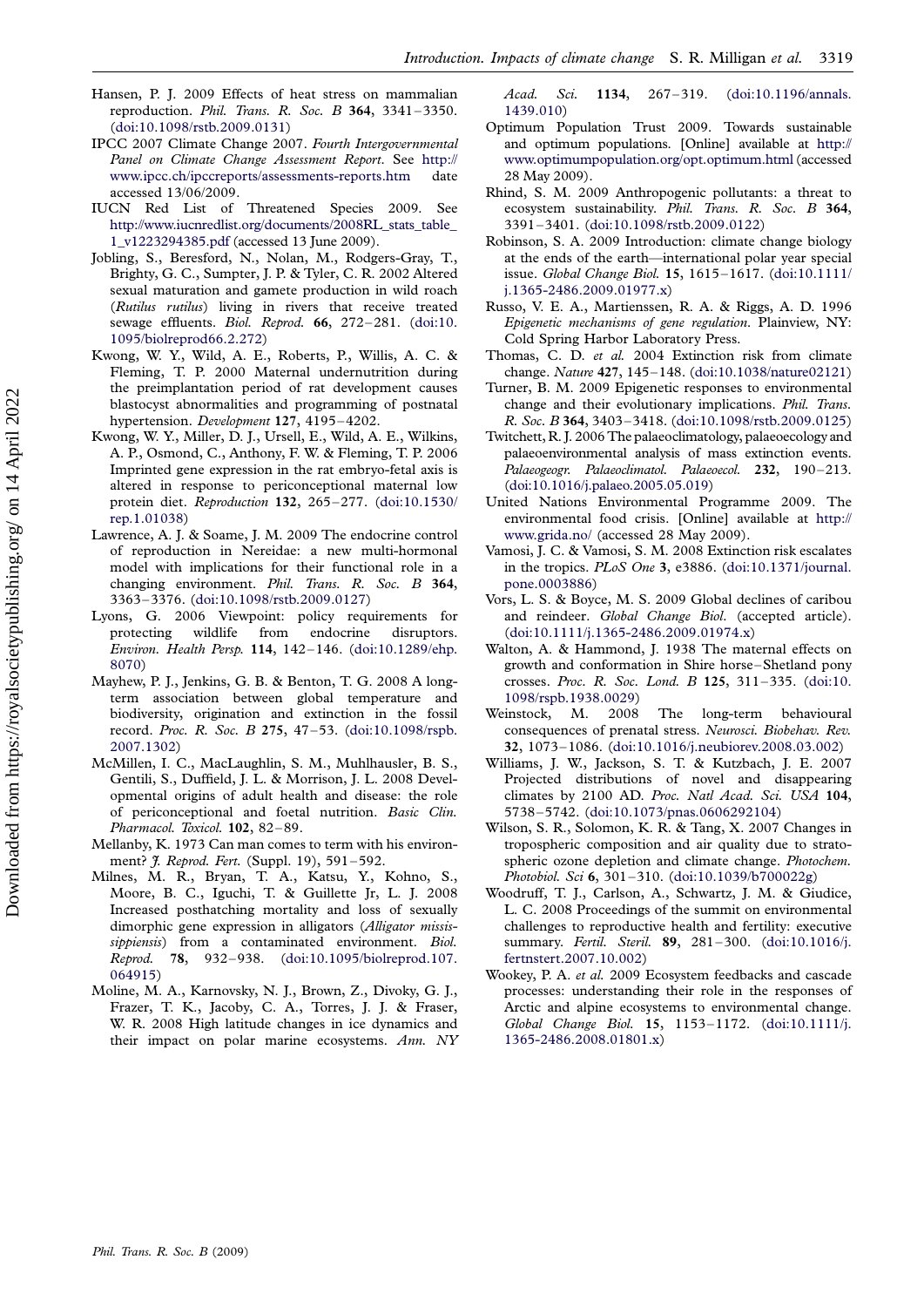Hansen, P. J. 2009 Effects of heat stress on mammalian reproduction. *Phil. Trans. R. Soc. B* **364**, 3341–3350. (doi:10.1098/rstb.2009.0131)

IPCC 2007 Climate Change 2007. *Fourth Intergovernmental Panel on Climate Change Assessment Report*. See http://www.ipcc.ch/ipccreports/assessments-reports.htm date accessed 13/06/2009.

IUCN Red List of Threatened Species 2009. See http://www.iucnredlist.org/documents/2008RL_stats_table_1_v1223294385.pdf (accessed 13 June 2009).

Jobling, S., Beresford, N., Nolan, M., Rodgers-Gray, T., Brighty, G. C., Sumpter, J. P. & Tyler, C. R. 2002 Altered sexual maturation and gamete production in wild roach (*Rutilus rutilus*) living in rivers that receive treated sewage effluents. *Biol. Reprod.* **66**, 272–281. (doi:10.1095/biolreprod66.2.272)

Kwong, W. Y., Wild, A. E., Roberts, P., Willis, A. C. & Fleming, T. P. 2000 Maternal undernutrition during the preimplantation period of rat development causes blastocyst abnormalities and programming of postnatal hypertension. *Development* **127**, 4195–4202.

Kwong, W. Y., Miller, D. J., Ursell, E., Wild, A. E., Wilkins, A. P., Osmond, C., Anthony, F. W. & Fleming, T. P. 2006 Imprinted gene expression in the rat embryo-fetal axis is altered in response to periconceptional maternal low protein diet. *Reproduction* **132**, 265–277. (doi:10.1530/rep.1.01038)

Lawrence, A. J. & Soame, J. M. 2009 The endocrine control of reproduction in Nereidae: a new multi-hormonal model with implications for their functional role in a changing environment. *Phil. Trans. R. Soc. B* **364**, 3363–3376. (doi:10.1098/rstb.2009.0127)

Lyons, G. 2006 Viewpoint: policy requirements for protecting wildlife from endocrine disruptors. *Environ. Health Persp.* **114**, 142–146. (doi:10.1289/ehp.8070)

Mayhew, P. J., Jenkins, G. B. & Benton, T. G. 2008 A long-term association between global temperature and biodiversity, origination and extinction in the fossil record. *Proc. R. Soc. B* **275**, 47–53. (doi:10.1098/rspb.2007.1302)

McMillen, I. C., MacLaughlin, S. M., Muhlhausler, B. S., Gentili, S., Duffield, J. L. & Morrison, J. L. 2008 Developmental origins of adult health and disease: the role of periconceptional and foetal nutrition. *Basic Clin. Pharmacol. Toxicol.* **102**, 82–89.

Mellanby, K. 1973 Can man come to term with his environment? *J. Reprod. Fert.* (Suppl. 19), 591–592.

Milnes, M. R., Bryan, T. A., Katsu, Y., Kohno, S., Moore, B. C., Iguchi, T. & Guillette Jr, L. J. 2008 Increased posthatching mortality and loss of sexually dimorphic gene expression in alligators (*Alligator mississippiensis*) from a contaminated environment. *Biol. Reprod.* **78**, 932–938. (doi:10.1095/biolreprod.107.064915)

Moline, M. A., Karnovsky, N. J., Brown, Z., Divoky, G. J., Frazer, T. K., Jacoby, C. A., Torres, J. J. & Fraser, W. R. 2008 High latitude changes in ice dynamics and their impact on polar marine ecosystems. *Ann. NY Acad. Sci.* **1134**, 267–319. (doi:10.1196/annals.1439.010)

Optimum Population Trust 2009. Towards sustainable and optimum populations. [Online] available at http://www.optimumpopulation.org/opt.optimum.html (accessed 28 May 2009).

Rhind, S. M. 2009 Anthropogenic pollutants: a threat to ecosystem sustainability. *Phil. Trans. R. Soc. B* **364**, 3391–3401. (doi:10.1098/rstb.2009.0122)

Robinson, S. A. 2009 Introduction: climate change biology at the ends of the earth—international polar year special issue. *Global Change Biol.* **15**, 1615–1617. (doi:10.1111/j.1365-2486.2009.01977.x)

Russo, V. E. A., Martienssen, R. A. & Riggs, A. D. 1996 *Epigenetic mechanisms of gene regulation*. Plainview, NY: Cold Spring Harbor Laboratory Press.

Thomas, C. D. *et al.* 2004 Extinction risk from climate change. *Nature* **427**, 145–148. (doi:10.1038/nature02121)

Turner, B. M. 2009 Epigenetic responses to environmental change and their evolutionary implications. *Phil. Trans. R. Soc. B* **364**, 3403–3418. (doi:10.1098/rstb.2009.0125)

Twitchett, R. J. 2006 The palaeoclimatology, palaeoecology and palaeoenvironmental analysis of mass extinction events. *Palaeogeogr. Palaeoclimatol. Palaeoecol.* **232**, 190–213. (doi:10.1016/j.palaeo.2005.05.019)

United Nations Environmental Programme 2009. The environmental food crisis. [Online] available at http://www.grida.no/ (accessed 28 May 2009).

Vamosi, J. C. & Vamosi, S. M. 2008 Extinction risk escalates in the tropics. *PLoS One* **3**, e3886. (doi:10.1371/journal.pone.0003886)

Vors, L. S. & Boyce, M. S. 2009 Global declines of caribou and reindeer. *Global Change Biol.* (accepted article). (doi:10.1111/j.1365-2486.2009.01974.x)

Walton, A. & Hammond, J. 1938 The maternal effects on growth and conformation in Shire horse–Shetland pony crosses. *Proc. R. Soc. Lond. B* **125**, 311–335. (doi:10.1098/rspb.1938.0029)

Weinstock, M. 2008 The long-term behavioural consequences of prenatal stress. *Neurosci. Biobehav. Rev.* **32**, 1073–1086. (doi:10.1016/j.neubiorev.2008.03.002)

Williams, J. W., Jackson, S. T. & Kutzbach, J. E. 2007 Projected distributions of novel and disappearing climates by 2100 AD. *Proc. Natl Acad. Sci. USA* **104**, 5738–5742. (doi:10.1073/pnas.0606292104)

Wilson, S. R., Solomon, K. R. & Tang, X. 2007 Changes in tropospheric composition and air quality due to stratospheric ozone depletion and climate change. *Photochem. Photobiol. Sci* **6**, 301–310. (doi:10.1039/b700022g)

Woodruff, T. J., Carlson, A., Schwartz, J. M. & Giudice, L. C. 2008 Proceedings of the summit on environmental challenges to reproductive health and fertility: executive summary. *Fertil. Steril.* **89**, 281–300. (doi:10.1016/j.fertnstert.2007.10.002)

Wookey, P. A. *et al.* 2009 Ecosystem feedbacks and cascade processes: understanding their role in the responses of Arctic and alpine ecosystems to environmental change. *Global Change Biol.* **15**, 1153–1172. (doi:10.1111/j.1365-2486.2008.01801.x)